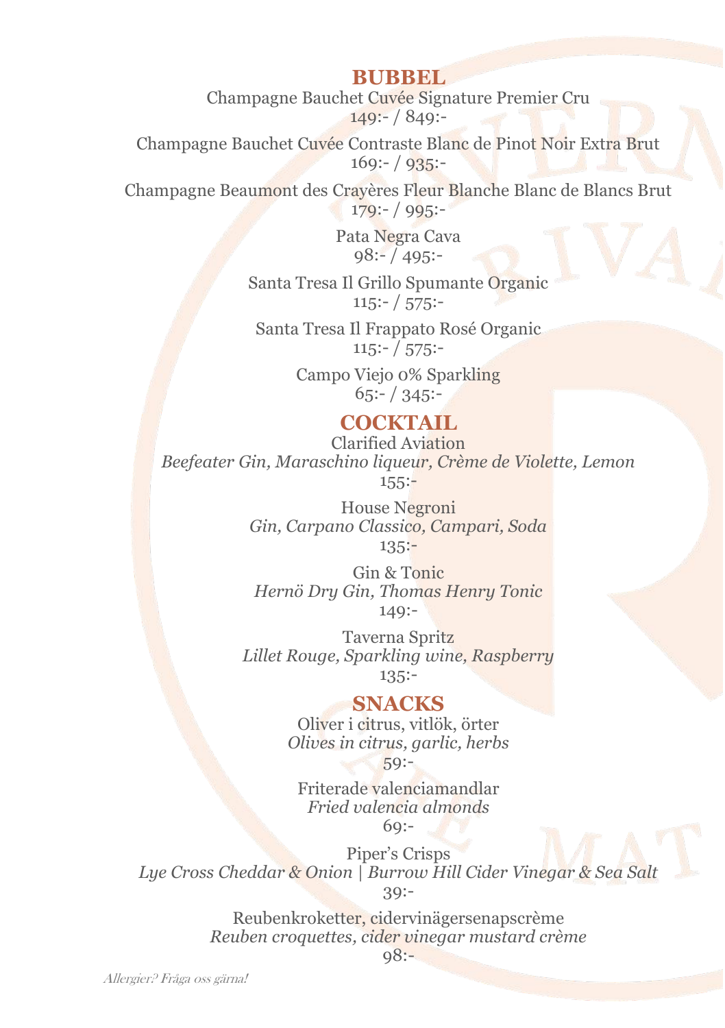## BUBBEL

Champagne Bauchet Cuvée Signature Premier Cru
149:- / 849:-

Champagne Bauchet Cuvée Contraste Blanc de Pinot Noir Extra Brut
169:- / 935:-

Champagne Beaumont des Crayères Fleur Blanche Blanc de Blancs Brut
179:- / 995:-

Pata Negra Cava
98:- / 495:-

Santa Tresa Il Grillo Spumante Organic
115:- / 575:-

Santa Tresa Il Frappato Rosé Organic
115:- / 575:-

Campo Viejo 0% Sparkling
65:- / 345:-

## COCKTAIL

Clarified Aviation
*Beefeater Gin, Maraschino liqueur, Crème de Violette, Lemon*
155:-

House Negroni
*Gin, Carpano Classico, Campari, Soda*
135:-

Gin & Tonic
*Hernö Dry Gin, Thomas Henry Tonic*
149:-

Taverna Spritz
*Lillet Rouge, Sparkling wine, Raspberry*
135:-

## SNACKS

Oliver i citrus, vitlök, örter
*Olives in citrus, garlic, herbs*
59:-

Friterade valenciamandlar
*Fried valencia almonds*
69:-

Piper's Crisps
*Lye Cross Cheddar & Onion | Burrow Hill Cider Vinegar & Sea Salt*
39:-

Reubenkroketter, cidervinägersenapscrème
*Reuben croquettes, cider vinegar mustard crème*
98:-

*Allergier? Fråga oss gärna!*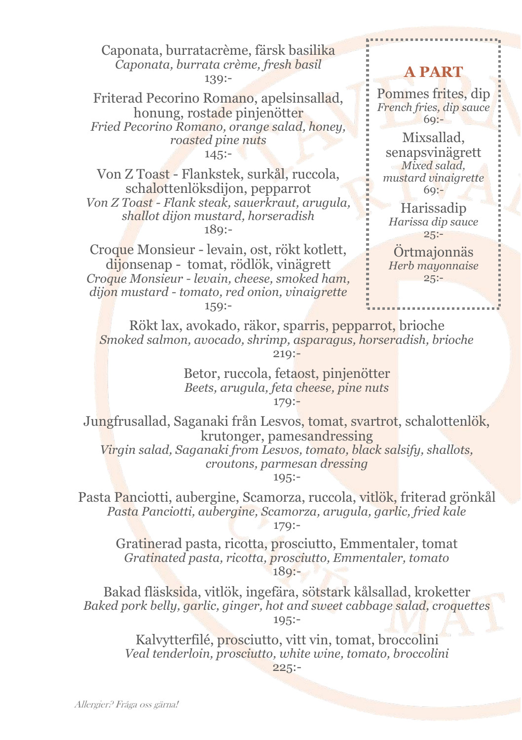Caponata, burratacrème, färsk basilika
*Caponata, burrata crème, fresh basil*
139:-

Friterad Pecorino Romano, apelsinsallad, honung, rostade pinjenötter
*Fried Pecorino Romano, orange salad, honey, roasted pine nuts*
145:-

Von Z Toast - Flankstek, surkål, ruccola, schalottenlöksdijon, pepparrot
*Von Z Toast - Flank steak, sauerkraut, arugula, shallot dijon mustard, horseradish*
189:-

Croque Monsieur - levain, ost, rökt kotlett, dijonsenap - tomat, rödlök, vinägrett
*Croque Monsieur - levain, cheese, smoked ham, dijon mustard - tomato, red onion, vinaigrette*
159:-

## A PART

Pommes frites, dip
*French fries, dip sauce*
69:-

Mixsallad, senapsvinägrett
*Mixed salad, mustard vinaigrette*
69:-

Harissadip
*Harissa dip sauce*
25:-

Örtmajonnäs
*Herb mayonnaise*
25:-

Rökt lax, avokado, räkor, sparris, pepparrot, brioche
*Smoked salmon, avocado, shrimp, asparagus, horseradish, brioche*
219:-

Betor, ruccola, fetaost, pinjenötter
*Beets, arugula, feta cheese, pine nuts*
179:-

Jungfrusallad, Saganaki från Lesvos, tomat, svartrot, schalottenlök, krutonger, pamesandressing
*Virgin salad, Saganaki from Lesvos, tomato, black salsify, shallots, croutons, parmesan dressing*
195:-

Pasta Panciotti, aubergine, Scamorza, ruccola, vitlök, friterad grönkål
*Pasta Panciotti, aubergine, Scamorza, arugula, garlic, fried kale*
179:-

Gratinerad pasta, ricotta, prosciutto, Emmentaler, tomat
*Gratinated pasta, ricotta, prosciutto, Emmentaler, tomato*
189:-

Bakad fläsksida, vitlök, ingefära, sötstark kålsallad, kroketter
*Baked pork belly, garlic, ginger, hot and sweet cabbage salad, croquettes*
195:-

Kalvytterfilé, prosciutto, vitt vin, tomat, broccolini
*Veal tenderloin, prosciutto, white wine, tomato, broccolini*
225:-

*Allergier? Fråga oss gärna!*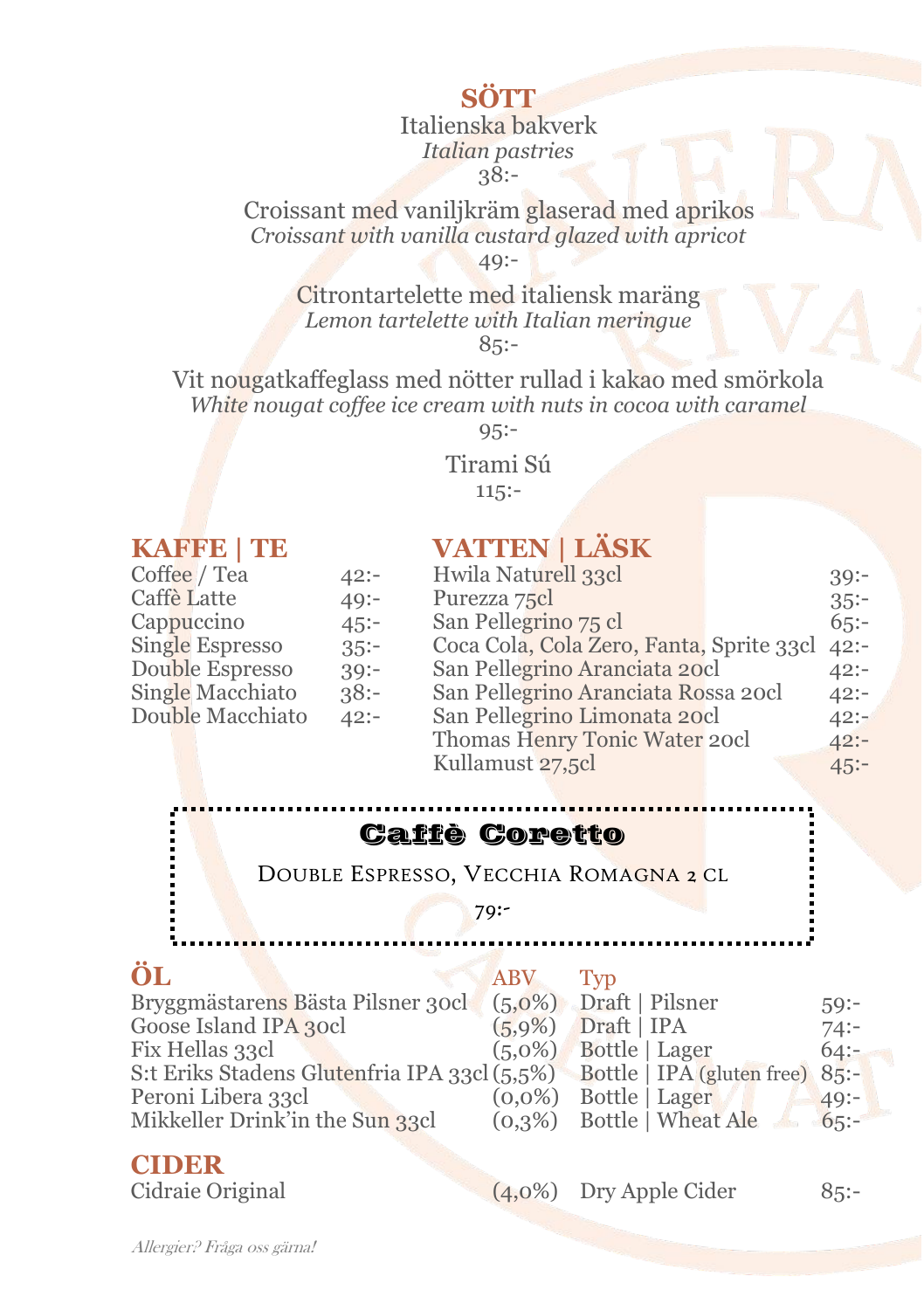## SÖTT

Italienska bakverk
*Italian pastries*
38:-

Croissant med vaniljkräm glaserad med aprikos
*Croissant with vanilla custard glazed with apricot*
49:-

Citrontartelette med italiensk maräng
*Lemon tartelette with Italian meringue*
85:-

Vit nougatkaffeglass med nötter rullad i kakao med smörkola
*White nougat coffee ice cream with nuts in cocoa with caramel*
95:-

Tirami Sú
115:-

## KAFFE | TE

| | |
|---|---|
| Coffee / Tea | 42:- |
| Caffè Latte | 49:- |
| Cappuccino | 45:- |
| Single Espresso | 35:- |
| Double Espresso | 39:- |
| Single Macchiato | 38:- |
| Double Macchiato | 42:- |

## VATTEN | LÄSK

| | |
|---|---|
| Hwila Naturell 33cl | 39:- |
| Purezza 75cl | 35:- |
| San Pellegrino 75 cl | 65:- |
| Coca Cola, Cola Zero, Fanta, Sprite 33cl | 42:- |
| San Pellegrino Aranciata 20cl | 42:- |
| San Pellegrino Aranciata Rossa 20cl | 42:- |
| San Pellegrino Limonata 20cl | 42:- |
| Thomas Henry Tonic Water 20cl | 42:- |
| Kullamust 27,5cl | 45:- |

### Caffè Coretto

Double Espresso, Vecchia Romagna 2 cl

79:-

## ÖL

| | ABV | Typ | |
|---|---|---|---|
| Bryggmästarens Bästa Pilsner 30cl | (5,0%) | Draft \| Pilsner | 59:- |
| Goose Island IPA 30cl | (5,9%) | Draft \| IPA | 74:- |
| Fix Hellas 33cl | (5,0%) | Bottle \| Lager | 64:- |
| S:t Eriks Stadens Glutenfria IPA 33cl | (5,5%) | Bottle \| IPA (gluten free) | 85:- |
| Peroni Libera 33cl | (0,0%) | Bottle \| Lager | 49:- |
| Mikkeller Drink'in the Sun 33cl | (0,3%) | Bottle \| Wheat Ale | 65:- |

## CIDER

| | | | |
|---|---|---|---|
| Cidraie Original | (4,0%) | Dry Apple Cider | 85:- |

*Allergier? Fråga oss gärna!*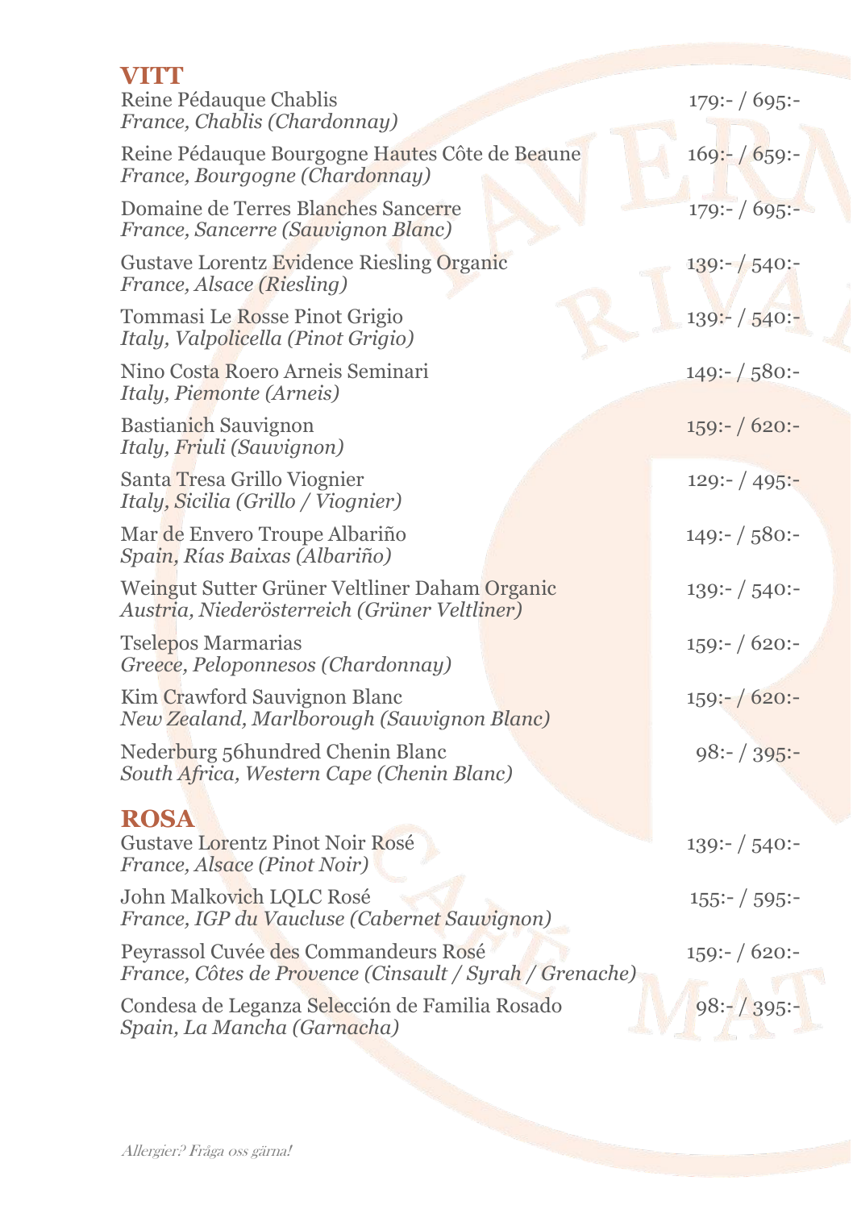## VITT

Reine Pédauque Chablis — 179:- / 695:-
*France, Chablis (Chardonnay)*

Reine Pédauque Bourgogne Hautes Côte de Beaune — 169:- / 659:-
*France, Bourgogne (Chardonnay)*

Domaine de Terres Blanches Sancerre — 179:- / 695:-
*France, Sancerre (Sauvignon Blanc)*

Gustave Lorentz Evidence Riesling Organic — 139:- / 540:-
*France, Alsace (Riesling)*

Tommasi Le Rosse Pinot Grigio — 139:- / 540:-
*Italy, Valpolicella (Pinot Grigio)*

Nino Costa Roero Arneis Seminari — 149:- / 580:-
*Italy, Piemonte (Arneis)*

Bastianich Sauvignon — 159:- / 620:-
*Italy, Friuli (Sauvignon)*

Santa Tresa Grillo Viognier — 129:- / 495:-
*Italy, Sicilia (Grillo / Viognier)*

Mar de Envero Troupe Albariño — 149:- / 580:-
*Spain, Rías Baixas (Albariño)*

Weingut Sutter Grüner Veltliner Daham Organic — 139:- / 540:-
*Austria, Niederösterreich (Grüner Veltliner)*

Tselepos Marmarias — 159:- / 620:-
*Greece, Peloponnesos (Chardonnay)*

Kim Crawford Sauvignon Blanc — 159:- / 620:-
*New Zealand, Marlborough (Sauvignon Blanc)*

Nederburg 56hundred Chenin Blanc — 98:- / 395:-
*South Africa, Western Cape (Chenin Blanc)*

## ROSA

Gustave Lorentz Pinot Noir Rosé — 139:- / 540:-
*France, Alsace (Pinot Noir)*

John Malkovich LQLC Rosé — 155:- / 595:-
*France, IGP du Vaucluse (Cabernet Sauvignon)*

Peyrassol Cuvée des Commandeurs Rosé — 159:- / 620:-
*France, Côtes de Provence (Cinsault / Syrah / Grenache)*

Condesa de Leganza Selección de Familia Rosado — 98:- / 395:-
*Spain, La Mancha (Garnacha)*

*Allergier? Fråga oss gärna!*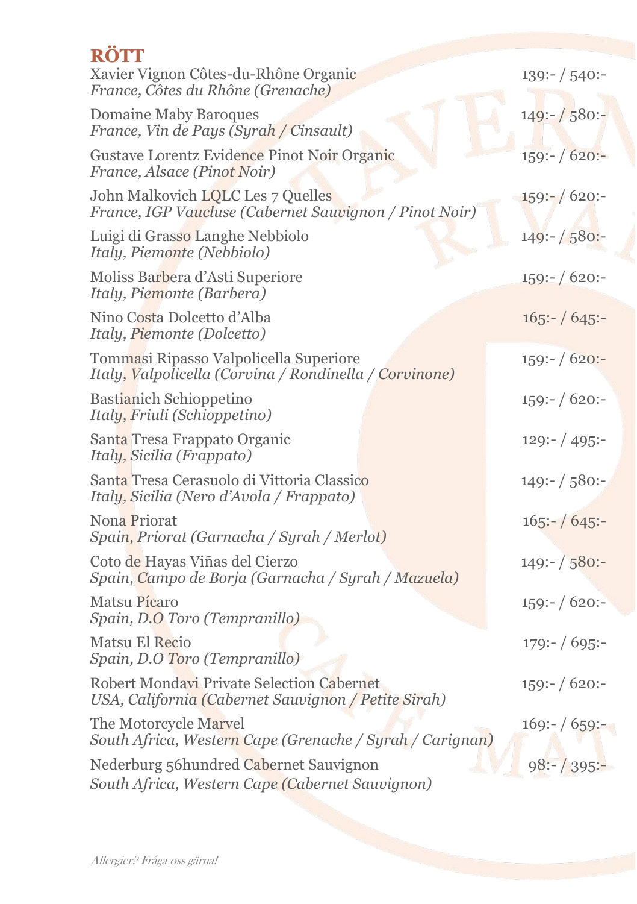## RÖTT

Xavier Vignon Côtes-du-Rhône Organic — 139:- / 540:-
*France, Côtes du Rhône (Grenache)*

Domaine Maby Baroques — 149:- / 580:-
*France, Vin de Pays (Syrah / Cinsault)*

Gustave Lorentz Evidence Pinot Noir Organic — 159:- / 620:-
*France, Alsace (Pinot Noir)*

John Malkovich LQLC Les 7 Quelles — 159:- / 620:-
*France, IGP Vaucluse (Cabernet Sauvignon / Pinot Noir)*

Luigi di Grasso Langhe Nebbiolo — 149:- / 580:-
*Italy, Piemonte (Nebbiolo)*

Moliss Barbera d'Asti Superiore — 159:- / 620:-
*Italy, Piemonte (Barbera)*

Nino Costa Dolcetto d'Alba — 165:- / 645:-
*Italy, Piemonte (Dolcetto)*

Tommasi Ripasso Valpolicella Superiore — 159:- / 620:-
*Italy, Valpolicella (Corvina / Rondinella / Corvinone)*

Bastianich Schioppetino — 159:- / 620:-
*Italy, Friuli (Schioppetino)*

Santa Tresa Frappato Organic — 129:- / 495:-
*Italy, Sicilia (Frappato)*

Santa Tresa Cerasuolo di Vittoria Classico — 149:- / 580:-
*Italy, Sicilia (Nero d'Avola / Frappato)*

Nona Priorat — 165:- / 645:-
*Spain, Priorat (Garnacha / Syrah / Merlot)*

Coto de Hayas Viñas del Cierzo — 149:- / 580:-
*Spain, Campo de Borja (Garnacha / Syrah / Mazuela)*

Matsu Pícaro — 159:- / 620:-
*Spain, D.O Toro (Tempranillo)*

Matsu El Recio — 179:- / 695:-
*Spain, D.O Toro (Tempranillo)*

Robert Mondavi Private Selection Cabernet — 159:- / 620:-
*USA, California (Cabernet Sauvignon / Petite Sirah)*

The Motorcycle Marvel — 169:- / 659:-
*South Africa, Western Cape (Grenache / Syrah / Carignan)*

Nederburg 56hundred Cabernet Sauvignon — 98:- / 395:-
*South Africa, Western Cape (Cabernet Sauvignon)*

*Allergier? Fråga oss gärna!*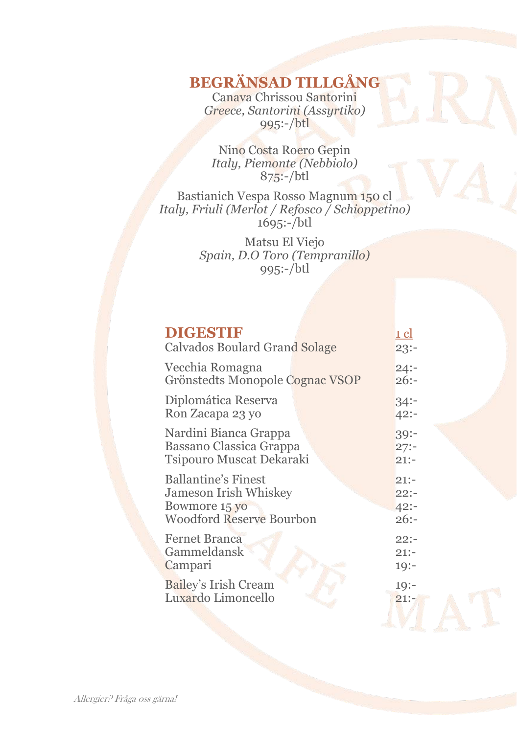## BEGRÄNSAD TILLGÅNG

Canava Chrissou Santorini
*Greece, Santorini (Assyrtiko)*
995:-/btl

Nino Costa Roero Gepin
*Italy, Piemonte (Nebbiolo)*
875:-/btl

Bastianich Vespa Rosso Magnum 150 cl
*Italy, Friuli (Merlot / Refosco / Schioppetino)*
1695:-/btl

Matsu El Viejo
*Spain, D.O Toro (Tempranillo)*
995:-/btl

## DIGESTIF

| | 1 cl |
|---|---|
| Calvados Boulard Grand Solage | 23:- |
| Vecchia Romagna | 24:- |
| Grönstedts Monopole Cognac VSOP | 26:- |
| Diplomática Reserva | 34:- |
| Ron Zacapa 23 yo | 42:- |
| Nardini Bianca Grappa | 39:- |
| Bassano Classica Grappa | 27:- |
| Tsipouro Muscat Dekaraki | 21:- |
| Ballantine's Finest | 21:- |
| Jameson Irish Whiskey | 22:- |
| Bowmore 15 yo | 42:- |
| Woodford Reserve Bourbon | 26:- |
| Fernet Branca | 22:- |
| Gammeldansk | 21:- |
| Campari | 19:- |
| Bailey's Irish Cream | 19:- |
| Luxardo Limoncello | 21:- |

*Allergier? Fråga oss gärna!*